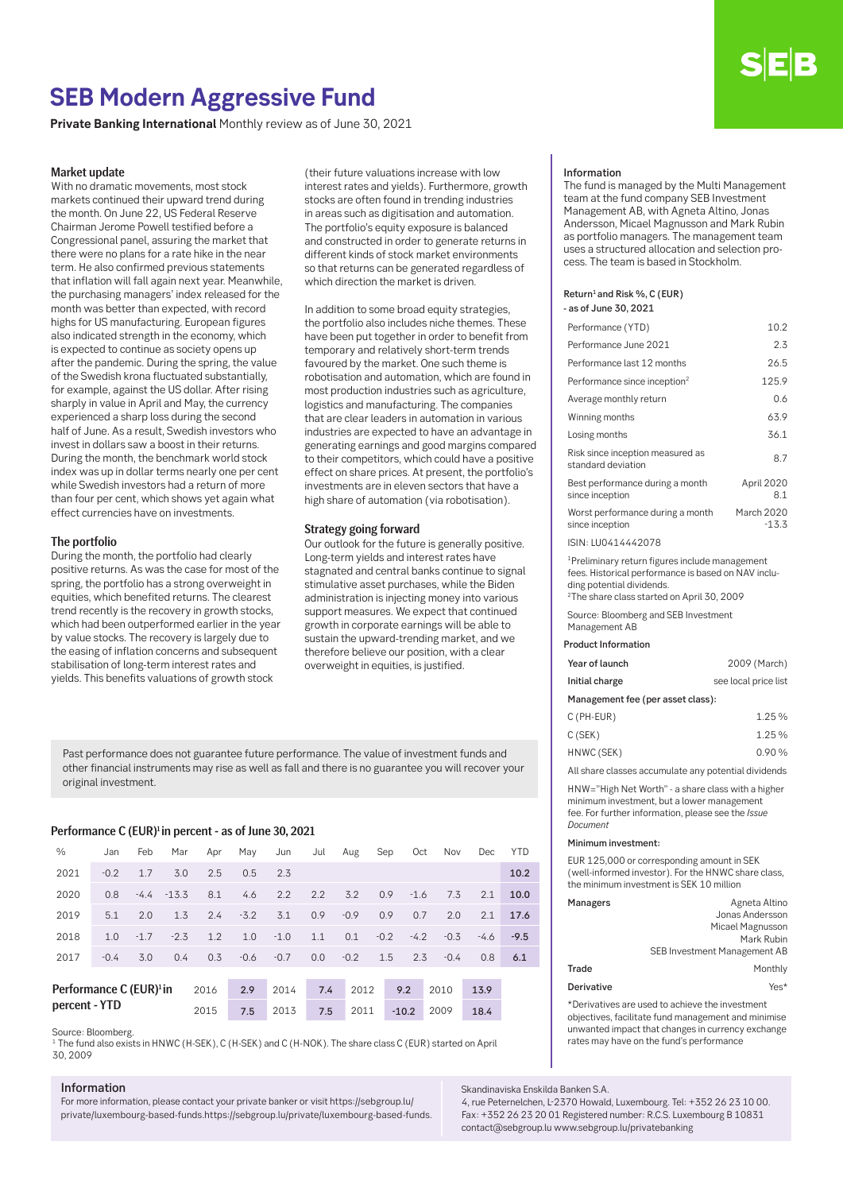# SEB Modern Aggressive Fund

**Private Banking International** Monthly review as of June 30, 2021

### Market update

With no dramatic movements, most stock markets continued their upward trend during the month. On June 22, US Federal Reserve Chairman Jerome Powell testified before a Congressional panel, assuring the market that there were no plans for a rate hike in the near term. He also confirmed previous statements that inflation will fall again next year. Meanwhile, the purchasing managers' index released for the month was better than expected, with record highs for US manufacturing. European figures also indicated strength in the economy, which is expected to continue as society opens up after the pandemic. During the spring, the value of the Swedish krona fluctuated substantially, for example, against the US dollar. After rising sharply in value in April and May, the currency experienced a sharp loss during the second half of June. As a result, Swedish investors who invest in dollars saw a boost in their returns. During the month, the benchmark world stock index was up in dollar terms nearly one per cent while Swedish investors had a return of more than four per cent, which shows yet again what effect currencies have on investments.

### The portfolio

During the month, the portfolio had clearly positive returns. As was the case for most of the spring, the portfolio has a strong overweight in equities, which benefited returns. The clearest trend recently is the recovery in growth stocks, which had been outperformed earlier in the year by value stocks. The recovery is largely due to the easing of inflation concerns and subsequent stabilisation of long-term interest rates and yields. This benefits valuations of growth stock (their future valuations increase with low interest rates and yields). Furthermore, growth stocks are often found in trending industries in areas such as digitisation and automation. The portfolio's equity exposure is balanced and constructed in order to generate returns in different kinds of stock market environments so that returns can be generated regardless of which direction the market is driven.

In addition to some broad equity strategies, the portfolio also includes niche themes. These have been put together in order to benefit from temporary and relatively short-term trends favoured by the market. One such theme is robotisation and automation, which are found in most production industries such as agriculture, logistics and manufacturing. The companies that are clear leaders in automation in various industries are expected to have an advantage in generating earnings and good margins compared to their competitors, which could have a positive effect on share prices. At present, the portfolio's investments are in eleven sectors that have a high share of automation (via robotisation).

### Strategy going forward

Our outlook for the future is generally positive. Long-term yields and interest rates have stagnated and central banks continue to signal stimulative asset purchases, while the Biden administration is injecting money into various support measures. We expect that continued growth in corporate earnings will be able to sustain the upward-trending market, and we therefore believe our position, with a clear overweight in equities, is justified.

Past performance does not guarantee future performance. The value of investment funds and other financial instruments may rise as well as fall and there is no guarantee you will recover your original investment.

### Performance C (EUR)[1] in percent - as of June 30, 2021

| % | Jan | Feb | Mar | Apr | May | Jun | Jul | Aug | Sep | Oct | Nov | Dec | YTD |
|---|---|---|---|---|---|---|---|---|---|---|---|---|---|
| 2021 | -0.2 | 1.7 | 3.0 | 2.5 | 0.5 | 2.3 | | | | | | | **10.2** |
| 2020 | 0.8 | -4.4 | -13.3 | 8.1 | 4.6 | 2.2 | 2.2 | 3.2 | 0.9 | -1.6 | 7.3 | 2.1 | **10.0** |
| 2019 | 5.1 | 2.0 | 1.3 | 2.4 | -3.2 | 3.1 | 0.9 | -0.9 | 0.9 | 0.7 | 2.0 | 2.1 | **17.6** |
| 2018 | 1.0 | -1.7 | -2.3 | 1.2 | 1.0 | -1.0 | 1.1 | 0.1 | -0.2 | -4.2 | -0.3 | -4.6 | **-9.5** |
| 2017 | -0.4 | 3.0 | 0.4 | 0.3 | -0.6 | -0.7 | 0.0 | -0.2 | 1.5 | 2.3 | -0.4 | 0.8 | **6.1** |

**Performance C (EUR)[1] in percent - YTD**

| Year | % | Year | % | Year | % | Year | % |
|---|---|---|---|---|---|---|---|
| 2016 | 2.9 | 2014 | 7.4 | 2012 | 9.2 | 2010 | 13.9 |
| 2015 | 7.5 | 2013 | 7.5 | 2011 | -10.2 | 2009 | 18.4 |

Source: Bloomberg.

[1] The fund also exists in HNWC (H-SEK), C (H-SEK) and C (H-NOK). The share class C (EUR) started on April 30, 2009

### Information

The fund is managed by the Multi Management team at the fund company SEB Investment Management AB, with Agneta Altino, Jonas Andersson, Micael Magnusson and Mark Rubin as portfolio managers. The management team uses a structured allocation and selection process. The team is based in Stockholm.

**Return[1] and Risk %, C (EUR) - as of June 30, 2021**

| | |
|---|---|
| Performance (YTD) | 10.2 |
| Performance June 2021 | 2.3 |
| Performance last 12 months | 26.5 |
| Performance since inception[2] | 125.9 |
| Average monthly return | 0.6 |
| Winning months | 63.9 |
| Losing months | 36.1 |
| Risk since inception measured as standard deviation | 8.7 |
| Best performance during a month since inception | April 2020 8.1 |
| Worst performance during a month since inception | March 2020 -13.3 |

ISIN: LU0414442078

[1]Preliminary return figures include management fees. Historical performance is based on NAV including potential dividends.
[2]The share class started on April 30, 2009

Source: Bloomberg and SEB Investment Management AB

**Product Information**

| | |
|---|---|
| Year of launch | 2009 (March) |
| Initial charge | see local price list |
| Management fee (per asset class): | |
| C (PH-EUR) | 1.25 % |
| C (SEK) | 1.25 % |
| HNWC (SEK) | 0.90 % |

All share classes accumulate any potential dividends

HNW="High Net Worth" - a share class with a higher minimum investment, but a lower management fee. For further information, please see the *Issue Document*

Minimum investment:

EUR 125,000 or corresponding amount in SEK (well-informed investor). For the HNWC share class, the minimum investment is SEK 10 million

| | |
|---|---|
| Managers | Agneta Altino, Jonas Andersson, Micael Magnusson, Mark Rubin, SEB Investment Management AB |
| Trade | Monthly |
| Derivative | Yes* |

*Derivatives are used to achieve the investment objectives, facilitate fund management and minimise unwanted impact that changes in currency exchange rates may have on the fund's performance

### Information

For more information, please contact your private banker or visit https://sebgroup.lu/private/luxembourg-based-funds.https://sebgroup.lu/private/luxembourg-based-funds.

Skandinaviska Enskilda Banken S.A.
4, rue Peternelchen, L-2370 Howald, Luxembourg. Tel: +352 26 23 10 00. Fax: +352 26 23 20 01 Registered number: R.C.S. Luxembourg B 10831 contact@sebgroup.lu www.sebgroup.lu/privatebanking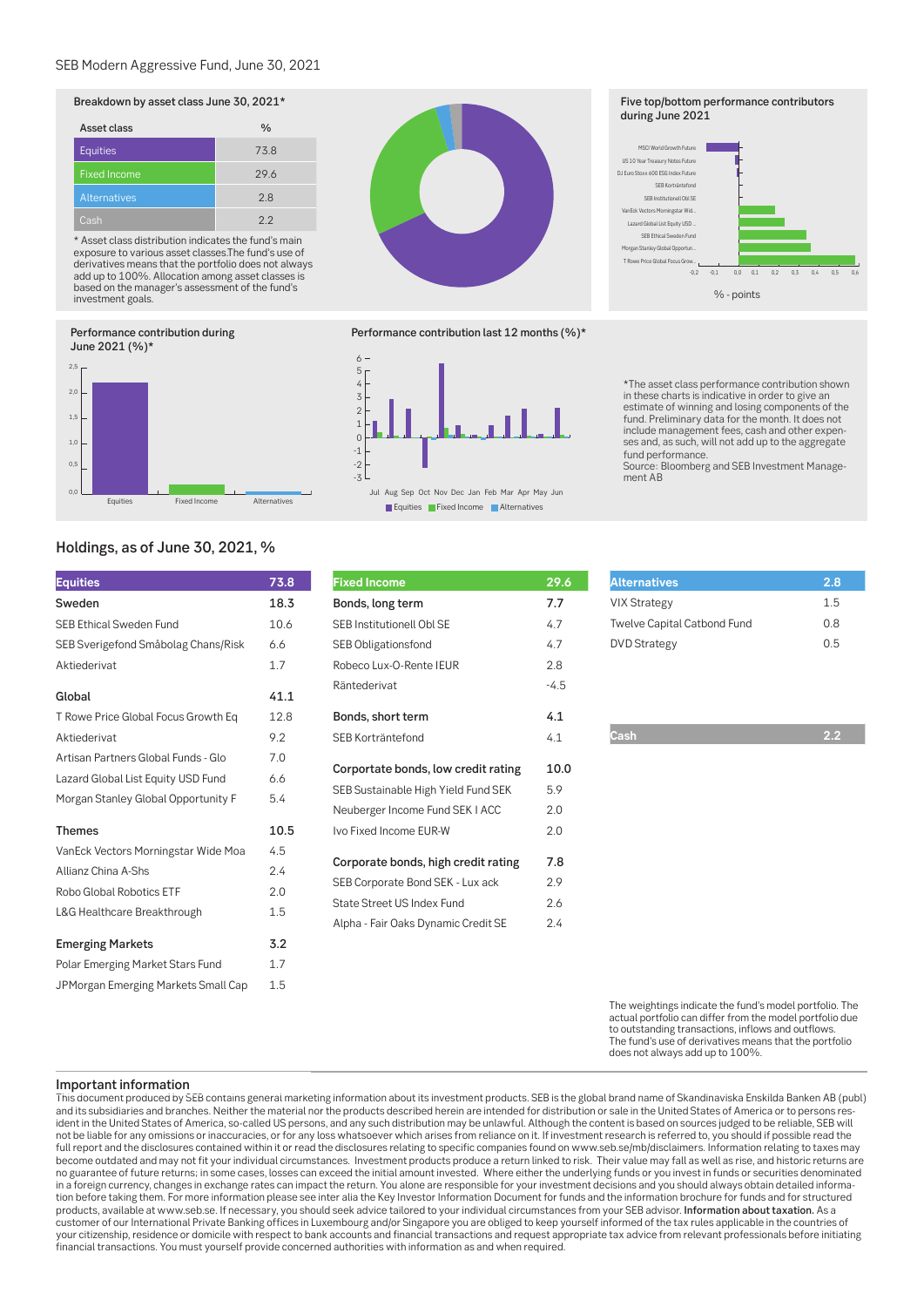SEB Modern Aggressive Fund, June 30, 2021

### Breakdown by asset class June 30, 2021*

| Asset class | % |
|---|---|
| Equities | 73.8 |
| Fixed Income | 29.6 |
| Alternatives | 2.8 |
| Cash | 2.2 |

* Asset class distribution indicates the fund's main exposure to various asset classes.The fund's use of derivatives means that the portfolio does not always add up to 100%. Allocation among asset classes is based on the manager's assessment of the fund's investment goals.

### Five top/bottom performance contributors during June 2021

MSCI World Growth Future
US 10 Year Treasury Notes Future
DJ Euro Stoxx 600 ESG Index Future
SEB Korträntefond
SEB Institutionell Obl SE
VanEck Vectors Morningstar Wid...
Lazard Global List Equity USD...
SEB Ethical Sweden Fund
Morgan Stanley Global Opportun...
T Rowe Price Global Focus Grow...

-0.2 -0.1 0.0 0.1 0.2 0.3 0.4 0.5 0.6

% - points

### Performance contribution during June 2021 (%)*

2.5
2.0
1.5
1.0
0.5
0.0

Equities Fixed Income Alternatives

### Performance contribution last 12 months (%)*

6
5
4
3
2
1
0
-1
-2
-3

Jul Aug Sep Oct Nov Dec Jan Feb Mar Apr May Jun

Equities Fixed Income Alternatives

*The asset class performance contribution shown in these charts is indicative in order to give an estimate of winning and losing components of the fund. Preliminary data for the month. It does not include management fees, cash and other expenses and, as such, will not add up to the aggregate fund performance.
Source: Bloomberg and SEB Investment Management AB

## Holdings, as of June 30, 2021, %

| Equities | 73.8 |
|---|---|
| **Sweden** | **18.3** |
| SEB Ethical Sweden Fund | 10.6 |
| SEB Sverigefond Småbolag Chans/Risk | 6.6 |
| Aktiederivat | 1.7 |
| **Global** | **41.1** |
| T Rowe Price Global Focus Growth Eq | 12.8 |
| Aktiederivat | 9.2 |
| Artisan Partners Global Funds - Glo | 7.0 |
| Lazard Global List Equity USD Fund | 6.6 |
| Morgan Stanley Global Opportunity F | 5.4 |
| **Themes** | **10.5** |
| VanEck Vectors Morningstar Wide Moa | 4.5 |
| Allianz China A-Shs | 2.4 |
| Robo Global Robotics ETF | 2.0 |
| L&G Healthcare Breakthrough | 1.5 |
| **Emerging Markets** | **3.2** |
| Polar Emerging Market Stars Fund | 1.7 |
| JPMorgan Emerging Markets Small Cap | 1.5 |

| Fixed Income | 29.6 |
|---|---|
| **Bonds, long term** | **7.7** |
| SEB Institutionell Obl SE | 4.7 |
| SEB Obligationsfond | 4.7 |
| Robeco Lux-O-Rente IEUR | 2.8 |
| Räntederivat | -4.5 |
| **Bonds, short term** | **4.1** |
| SEB Korträntefond | 4.1 |
| **Corportate bonds, low credit rating** | **10.0** |
| SEB Sustainable High Yield Fund SEK | 5.9 |
| Neuberger Income Fund SEK I ACC | 2.0 |
| Ivo Fixed Income EUR-W | 2.0 |
| **Corporate bonds, high credit rating** | **7.8** |
| SEB Corporate Bond SEK - Lux ack | 2.9 |
| State Street US Index Fund | 2.6 |
| Alpha - Fair Oaks Dynamic Credit SE | 2.4 |

| Alternatives | 2.8 |
|---|---|
| VIX Strategy | 1.5 |
| Twelve Capital Catbond Fund | 0.8 |
| DVD Strategy | 0.5 |

| Cash | 2.2 |
|---|---|

The weightings indicate the fund's model portfolio. The actual portfolio can differ from the model portfolio due to outstanding transactions, inflows and outflows. The fund's use of derivatives means that the portfolio does not always add up to 100%.

## Important information

This document produced by SEB contains general marketing information about its investment products. SEB is the global brand name of Skandinaviska Enskilda Banken AB (publ) and its subsidiaries and branches. Neither the material nor the products described herein are intended for distribution or sale in the United States of America or to persons resident in the United States of America, so-called US persons, and any such distribution may be unlawful. Although the content is based on sources judged to be reliable, SEB will not be liable for any omissions or inaccuracies, or for any loss whatsoever which arises from reliance on it. If investment research is referred to, you should if possible read the full report and the disclosures contained within it or read the disclosures relating to specific companies found on www.seb.se/mb/disclaimers. Information relating to taxes may become outdated and may not fit your individual circumstances. Investment products produce a return linked to risk. Their value may fall as well as rise, and historic returns are no guarantee of future returns; in some cases, losses can exceed the initial amount invested. Where either the underlying funds or you invest in funds or securities denominated in a foreign currency, changes in exchange rates can impact the return. You alone are responsible for your investment decisions and you should always obtain detailed information before taking them. For more information please see inter alia the Key Investor Information Document for funds and the information brochure for funds and for structured products, available at www.seb.se. If necessary, you should seek advice tailored to your individual circumstances from your SEB advisor. **Information about taxation.** As a customer of our International Private Banking offices in Luxembourg and/or Singapore you are obliged to keep yourself informed of the tax rules applicable in the countries of your citizenship, residence or domicile with respect to bank accounts and financial transactions and request appropriate tax advice from relevant professionals before initiating financial transactions. You must yourself provide concerned authorities with information as and when required.